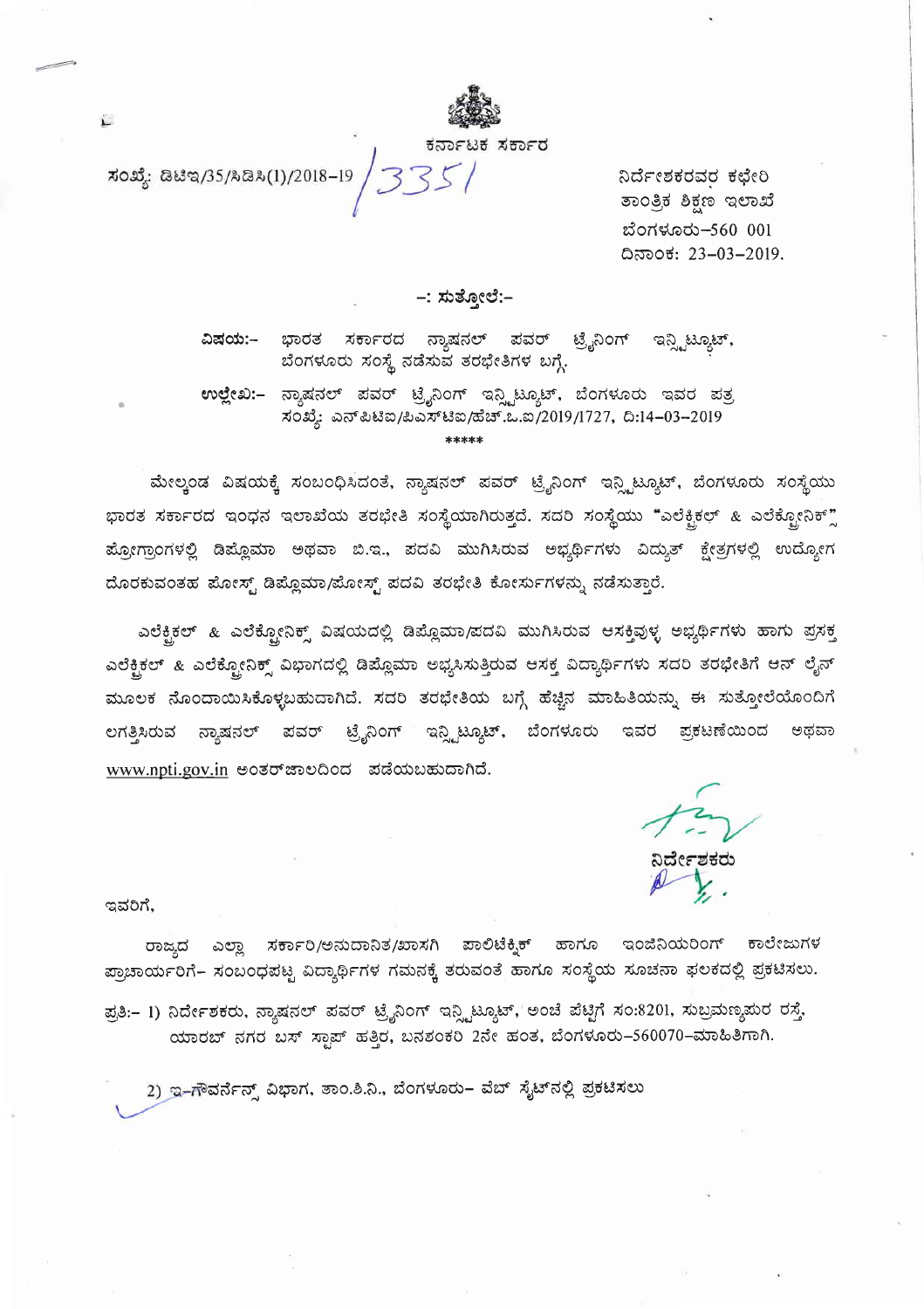ಕರ್ನಾಟಕ ಸರ್ಕಾರ

ಸಂಖ್ಯೆ: ಡಿಟಿಇ/35/ಸಿಡಿಸಿ(1)/2018-19 / 3351

ನಿರ್ದೇಶಕರವರ ಕಛೇರಿ
ತಾಂತ್ರಿಕ ಶಿಕ್ಷಣ ಇಲಾಖೆ
ಬೆಂಗಳೂರು-560 001
ದಿನಾಂಕ: 23-03-2019.

## -: ಸುತ್ತೋಲೆ:-

**ವಿಷಯ:-** ಭಾರತ ಸರ್ಕಾರದ ನ್ಯಾಷನಲ್ ಪವರ್ ಟ್ರೈನಿಂಗ್ ಇನ್ಸ್ಟಿಟ್ಯೂಟ್, ಬೆಂಗಳೂರು ಸಂಸ್ಥೆ ನಡೆಸುವ ತರಬೇತಿಗಳ ಬಗ್ಗೆ.

**ಉಲ್ಲೇಖ:-** ನ್ಯಾಷನಲ್ ಪವರ್ ಟ್ರೈನಿಂಗ್ ಇನ್ಸ್ಟಿಟ್ಯೂಟ್, ಬೆಂಗಳೂರು ಇವರ ಪತ್ರ ಸಂಖ್ಯೆ: ಎನ್‌ಪಿಟಿಐ/ಪಿಎಸ್‌ಟಿಐ/ಹೆಚ್.ಒ.ಐ/2019/1727, ದಿ:14-03-2019

*****

ಮೇಲ್ಕಂಡ ವಿಷಯಕ್ಕೆ ಸಂಬಂಧಿಸಿದಂತೆ, ನ್ಯಾಷನಲ್ ಪವರ್ ಟ್ರೈನಿಂಗ್ ಇನ್ಸ್ಟಿಟ್ಯೂಟ್, ಬೆಂಗಳೂರು ಸಂಸ್ಥೆಯು ಭಾರತ ಸರ್ಕಾರದ ಇಂಧನ ಇಲಾಖೆಯ ತರಬೇತಿ ಸಂಸ್ಥೆಯಾಗಿರುತ್ತದೆ. ಸದರಿ ಸಂಸ್ಥೆಯು "ಎಲೆಕ್ಟ್ರಿಕಲ್ & ಎಲೆಕ್ಟ್ರೋನಿಕ್ಸ್" ಪ್ರೋಗ್ರಾಂಗಳಲ್ಲಿ ಡಿಪ್ಲೊಮಾ ಅಥವಾ ಬಿ.ಇ., ಪದವಿ ಮುಗಿಸಿರುವ ಅಭ್ಯರ್ಥಿಗಳು ವಿದ್ಯುತ್ ಕ್ಷೇತ್ರಗಳಲ್ಲಿ ಉದ್ಯೋಗ ದೊರಕುವಂತಹ ಪೋಸ್ಟ್ ಡಿಪ್ಲೊಮಾ/ಪೋಸ್ಟ್ ಪದವಿ ತರಬೇತಿ ಕೋರ್ಸುಗಳನ್ನು ನಡೆಸುತ್ತಾರೆ.

ಎಲೆಕ್ಟ್ರಿಕಲ್ & ಎಲೆಕ್ಟ್ರೋನಿಕ್ಸ್ ವಿಷಯದಲ್ಲಿ ಡಿಪ್ಲೊಮಾ/ಪದವಿ ಮುಗಿಸಿರುವ ಆಸಕ್ತಿವುಳ್ಳ ಅಭ್ಯರ್ಥಿಗಳು ಹಾಗು ಪ್ರಸಕ್ತ ಎಲೆಕ್ಟ್ರಿಕಲ್ & ಎಲೆಕ್ಟ್ರೋನಿಕ್ಸ್ ವಿಭಾಗದಲ್ಲಿ ಡಿಪ್ಲೊಮಾ ಅಭ್ಯಸಿಸುತ್ತಿರುವ ಆಸಕ್ತ ವಿದ್ಯಾರ್ಥಿಗಳು ಸದರಿ ತರಬೇತಿಗೆ ಆನ್ ಲೈನ್ ಮೂಲಕ ನೊಂದಾಯಿಸಿಕೊಳ್ಳಬಹುದಾಗಿದೆ. ಸದರಿ ತರಬೇತಿಯ ಬಗ್ಗೆ ಹೆಚ್ಚಿನ ಮಾಹಿತಿಯನ್ನು ಈ ಸುತ್ತೋಲೆಯೊಂದಿಗೆ ಲಗತ್ತಿಸಿರುವ ನ್ಯಾಷನಲ್ ಪವರ್ ಟ್ರೈನಿಂಗ್ ಇನ್ಸ್ಟಿಟ್ಯೂಟ್, ಬೆಂಗಳೂರು ಇವರ ಪ್ರಕಟಣೆಯಿಂದ ಅಥವಾ www.npti.gov.in ಅಂತರ್‌ಜಾಲದಿಂದ ಪಡೆಯಬಹುದಾಗಿದೆ.

ನಿರ್ದೇಶಕರು

ಇವರಿಗೆ,

ರಾಜ್ಯದ ಎಲ್ಲಾ ಸರ್ಕಾರಿ/ಅನುದಾನಿತ/ಖಾಸಗಿ ಪಾಲಿಟೆಕ್ನಿಕ್ ಹಾಗೂ ಇಂಜಿನಿಯರಿಂಗ್ ಕಾಲೇಜುಗಳ ಪ್ರಾಚಾರ್ಯರಿಗೆ- ಸಂಬಂಧಪಟ್ಟ ವಿದ್ಯಾರ್ಥಿಗಳ ಗಮನಕ್ಕೆ ತರುವಂತೆ ಹಾಗೂ ಸಂಸ್ಥೆಯ ಸೂಚನಾ ಫಲಕದಲ್ಲಿ ಪ್ರಕಟಿಸಲು.

ಪ್ರತಿ:- 1) ನಿರ್ದೇಶಕರು, ನ್ಯಾಷನಲ್ ಪವರ್ ಟ್ರೈನಿಂಗ್ ಇನ್ಸ್ಟಿಟ್ಯೂಟ್, ಅಂಚೆ ಪೆಟ್ಟಿಗೆ ಸಂ:8201, ಸುಬ್ರಮಣ್ಯಪುರ ರಸ್ತೆ, ಯಾರಬ್ ನಗರ ಬಸ್ ಸ್ಟಾಪ್ ಹತ್ತಿರ, ಬನಶಂಕರಿ 2ನೇ ಹಂತ, ಬೆಂಗಳೂರು-560070-ಮಾಹಿತಿಗಾಗಿ.

2) ಇ-ಗೌವರ್ನೆನ್ಸ್ ವಿಭಾಗ, ತಾಂ.ಶಿ.ನಿ., ಬೆಂಗಳೂರು- ವೆಬ್ ಸೈಟ್‌ನಲ್ಲಿ ಪ್ರಕಟಿಸಲು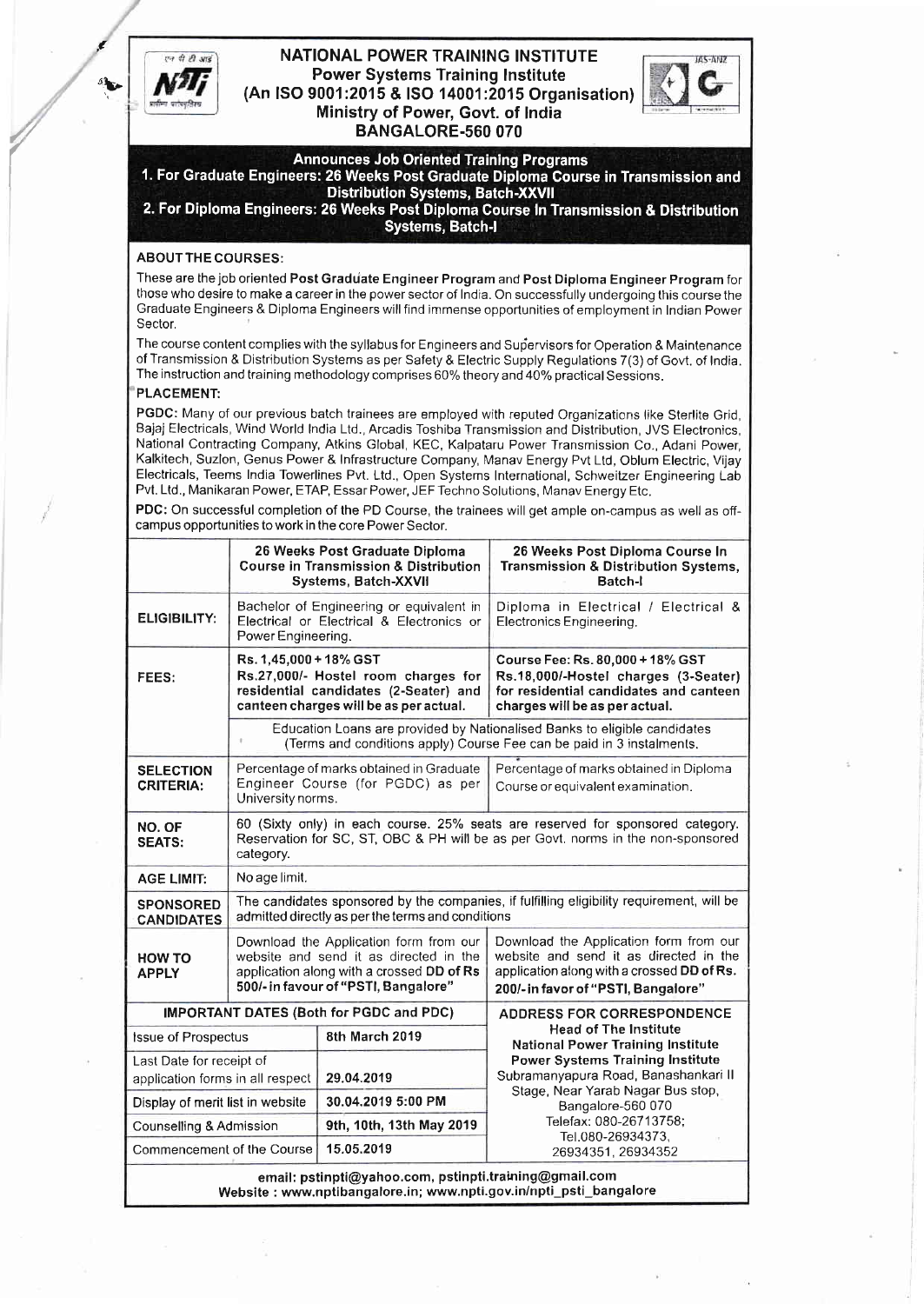# NATIONAL POWER TRAINING INSTITUTE

## Power Systems Training Institute

## (An ISO 9001:2015 & ISO 14001:2015 Organisation)

## Ministry of Power, Govt. of India

## BANGALORE-560 070

**Announces Job Oriented Training Programs**

**1. For Graduate Engineers: 26 Weeks Post Graduate Diploma Course in Transmission and Distribution Systems, Batch-XXVII**

**2. For Diploma Engineers: 26 Weeks Post Diploma Course In Transmission & Distribution Systems, Batch-I**

### ABOUT THE COURSES:

These are the job oriented **Post Graduate Engineer Program** and **Post Diploma Engineer Program** for those who desire to make a career in the power sector of India. On successfully undergoing this course the Graduate Engineers & Diploma Engineers will find immense opportunities of employment in Indian Power Sector.

The course content complies with the syllabus for Engineers and Supervisors for Operation & Maintenance of Transmission & Distribution Systems as per Safety & Electric Supply Regulations 7(3) of Govt. of India. The instruction and training methodology comprises 60% theory and 40% practical Sessions.

### PLACEMENT:

**PGDC:** Many of our previous batch trainees are employed with reputed Organizations like Sterlite Grid, Bajaj Electricals, Wind World India Ltd., Arcadis Toshiba Transmission and Distribution, JVS Electronics, National Contracting Company, Atkins Global, KEC, Kalpataru Power Transmission Co., Adani Power, Kalkitech, Suzlon, Genus Power & Infrastructure Company, Manav Energy Pvt Ltd, Oblum Electric, Vijay Electricals, Teems India Towerlines Pvt. Ltd., Open Systems International, Schweitzer Engineering Lab Pvt. Ltd., Manikaran Power, ETAP, Essar Power, JEF Techno Solutions, Manav Energy Etc.

**PDC:** On successful completion of the PD Course, the trainees will get ample on-campus as well as off-campus opportunities to work in the core Power Sector.

| | 26 Weeks Post Graduate Diploma Course in Transmission & Distribution Systems, Batch-XXVII | 26 Weeks Post Diploma Course In Transmission & Distribution Systems, Batch-I |
|---|---|---|
| **ELIGIBILITY:** | Bachelor of Engineering or equivalent in Electrical or Electrical & Electronics or Power Engineering. | Diploma in Electrical / Electrical & Electronics Engineering. |
| **FEES:** | **Rs. 1,45,000 + 18% GST Rs.27,000/- Hostel room charges for residential candidates (2-Seater) and canteen charges will be as per actual.** | **Course Fee: Rs. 80,000 + 18% GST Rs.18,000/-Hostel charges (3-Seater) for residential candidates and canteen charges will be as per actual.** |
| | Education Loans are provided by Nationalised Banks to eligible candidates (Terms and conditions apply) Course Fee can be paid in 3 instalments. | |
| **SELECTION CRITERIA:** | Percentage of marks obtained in Graduate Engineer Course (for PGDC) as per University norms. | Percentage of marks obtained in Diploma Course or equivalent examination. |
| **NO. OF SEATS:** | 60 (Sixty only) in each course. 25% seats are reserved for sponsored category. Reservation for SC, ST, OBC & PH will be as per Govt. norms in the non-sponsored category. | |
| **AGE LIMIT:** | No age limit. | |
| **SPONSORED CANDIDATES** | The candidates sponsored by the companies, if fulfilling eligibility requirement, will be admitted directly as per the terms and conditions | |
| **HOW TO APPLY** | Download the Application form from our website and send it as directed in the application along with a crossed **DD of Rs 500/- in favour of "PSTI, Bangalore"** | Download the Application form from our website and send it as directed in the application along with a crossed **DD of Rs. 200/- in favor of "PSTI, Bangalore"** |

| IMPORTANT DATES (Both for PGDC and PDC) | |
|---|---|
| Issue of Prospectus | 8th March 2019 |
| Last Date for receipt of application forms in all respect | 29.04.2019 |
| Display of merit list in website | 30.04.2019 5:00 PM |
| Counselling & Admission | 9th, 10th, 13th May 2019 |
| Commencement of the Course | 15.05.2019 |

**ADDRESS FOR CORRESPONDENCE**

**Head of The Institute**
**National Power Training Institute**
**Power Systems Training Institute**
Subramanyapura Road, Banashankari II Stage, Near Yarab Nagar Bus stop, Bangalore-560 070
Telefax: 080-26713758;
Tel.080-26934373, 26934351, 26934352

**email: pstinpti@yahoo.com, pstinpti.training@gmail.com**
**Website : www.nptibangalore.in; www.npti.gov.in/npti_psti_bangalore**